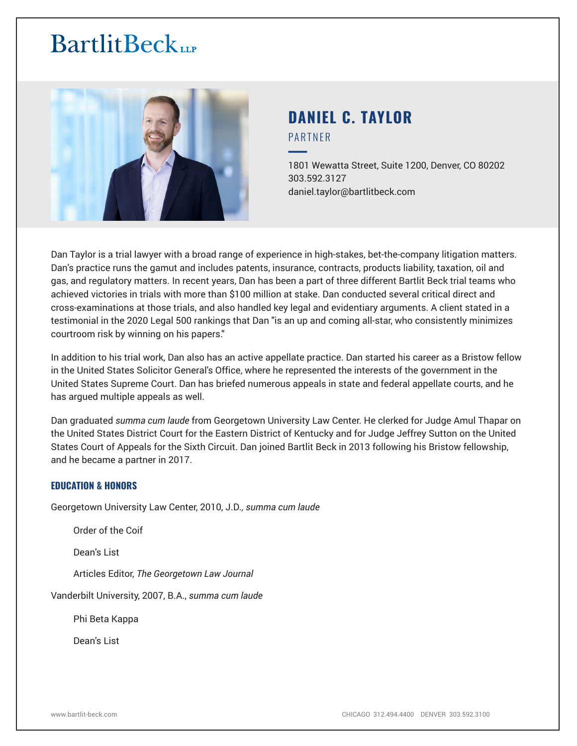BartlitBeck LLP

# DANIEL C. TAYLOR

PARTNER

1801 Wewatta Street, Suite 1200, Denver, CO 80202
303.592.3127
daniel.taylor@bartlitbeck.com

Dan Taylor is a trial lawyer with a broad range of experience in high-stakes, bet-the-company litigation matters. Dan's practice runs the gamut and includes patents, insurance, contracts, products liability, taxation, oil and gas, and regulatory matters. In recent years, Dan has been a part of three different Bartlit Beck trial teams who achieved victories in trials with more than $100 million at stake. Dan conducted several critical direct and cross-examinations at those trials, and also handled key legal and evidentiary arguments. A client stated in a testimonial in the 2020 Legal 500 rankings that Dan "is an up and coming all-star, who consistently minimizes courtroom risk by winning on his papers."

In addition to his trial work, Dan also has an active appellate practice. Dan started his career as a Bristow fellow in the United States Solicitor General's Office, where he represented the interests of the government in the United States Supreme Court. Dan has briefed numerous appeals in state and federal appellate courts, and he has argued multiple appeals as well.

Dan graduated *summa cum laude* from Georgetown University Law Center. He clerked for Judge Amul Thapar on the United States District Court for the Eastern District of Kentucky and for Judge Jeffrey Sutton on the United States Court of Appeals for the Sixth Circuit. Dan joined Bartlit Beck in 2013 following his Bristow fellowship, and he became a partner in 2017.

## EDUCATION & HONORS

Georgetown University Law Center, 2010, J.D.*, summa cum laude*

- Order of the Coif
- Dean's List
- Articles Editor, *The Georgetown Law Journal*

Vanderbilt University, 2007, B.A., *summa cum laude*

- Phi Beta Kappa
- Dean's List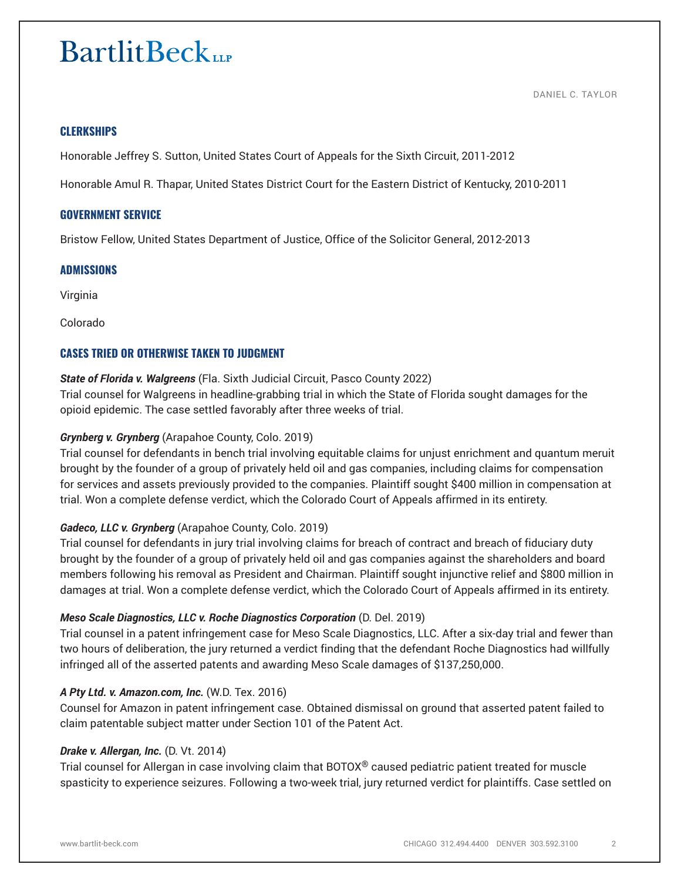## CLERKSHIPS

Honorable Jeffrey S. Sutton, United States Court of Appeals for the Sixth Circuit, 2011-2012

Honorable Amul R. Thapar, United States District Court for the Eastern District of Kentucky, 2010-2011

## GOVERNMENT SERVICE

Bristow Fellow, United States Department of Justice, Office of the Solicitor General, 2012-2013

## ADMISSIONS

Virginia

Colorado

## CASES TRIED OR OTHERWISE TAKEN TO JUDGMENT

***State of Florida v. Walgreens*** (Fla. Sixth Judicial Circuit, Pasco County 2022)
Trial counsel for Walgreens in headline-grabbing trial in which the State of Florida sought damages for the opioid epidemic. The case settled favorably after three weeks of trial.

***Grynberg v. Grynberg*** (Arapahoe County, Colo. 2019)
Trial counsel for defendants in bench trial involving equitable claims for unjust enrichment and quantum meruit brought by the founder of a group of privately held oil and gas companies, including claims for compensation for services and assets previously provided to the companies. Plaintiff sought $400 million in compensation at trial. Won a complete defense verdict, which the Colorado Court of Appeals affirmed in its entirety.

***Gadeco, LLC v. Grynberg*** (Arapahoe County, Colo. 2019)
Trial counsel for defendants in jury trial involving claims for breach of contract and breach of fiduciary duty brought by the founder of a group of privately held oil and gas companies against the shareholders and board members following his removal as President and Chairman. Plaintiff sought injunctive relief and $800 million in damages at trial. Won a complete defense verdict, which the Colorado Court of Appeals affirmed in its entirety.

***Meso Scale Diagnostics, LLC v. Roche Diagnostics Corporation*** (D. Del. 2019)
Trial counsel in a patent infringement case for Meso Scale Diagnostics, LLC. After a six-day trial and fewer than two hours of deliberation, the jury returned a verdict finding that the defendant Roche Diagnostics had willfully infringed all of the asserted patents and awarding Meso Scale damages of $137,250,000.

***A Pty Ltd. v. Amazon.com, Inc.*** (W.D. Tex. 2016)
Counsel for Amazon in patent infringement case. Obtained dismissal on ground that asserted patent failed to claim patentable subject matter under Section 101 of the Patent Act.

***Drake v. Allergan, Inc.*** (D. Vt. 2014)
Trial counsel for Allergan in case involving claim that BOTOX® caused pediatric patient treated for muscle spasticity to experience seizures. Following a two-week trial, jury returned verdict for plaintiffs. Case settled on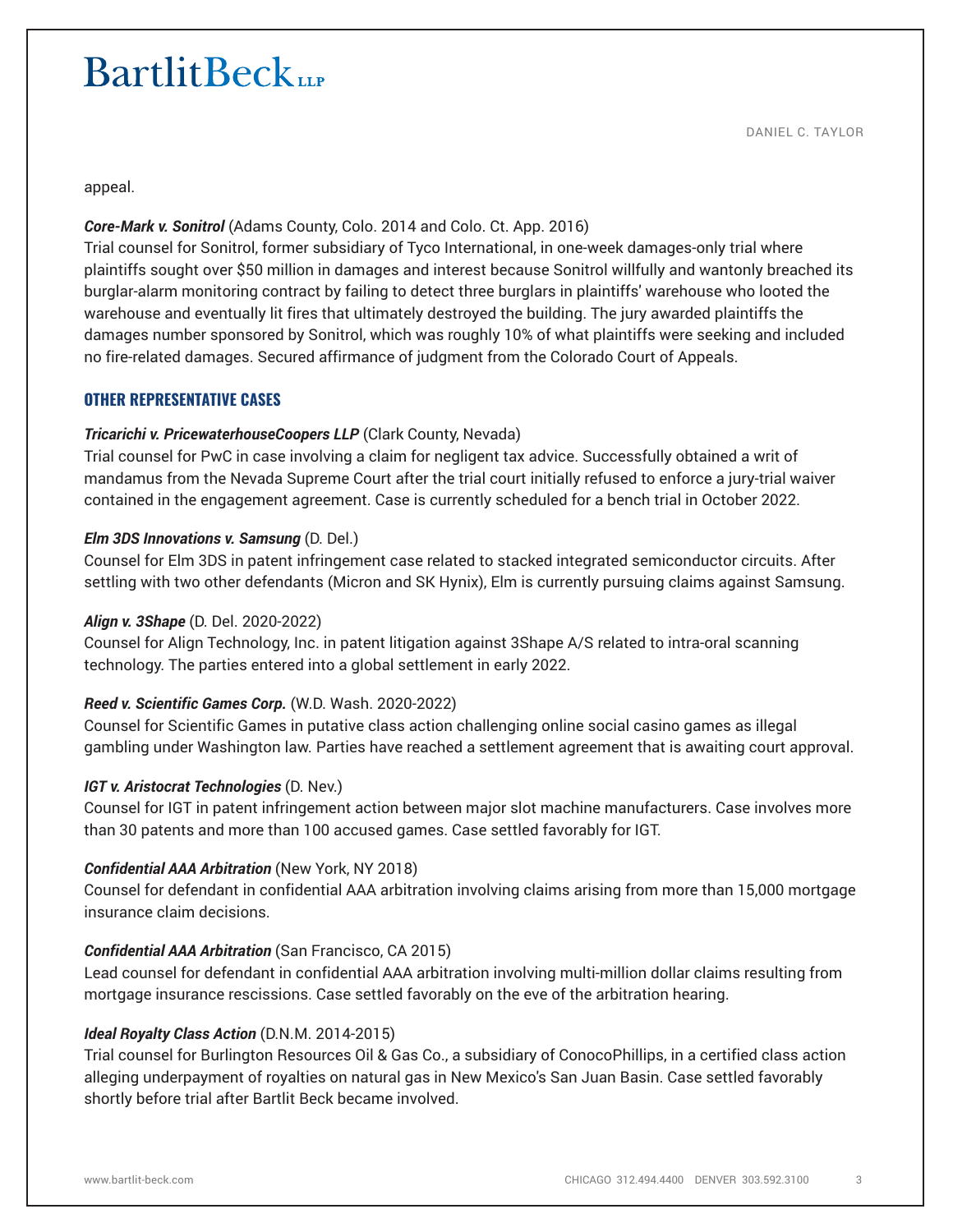appeal.

***Core-Mark v. Sonitrol*** (Adams County, Colo. 2014 and Colo. Ct. App. 2016)
Trial counsel for Sonitrol, former subsidiary of Tyco International, in one-week damages-only trial where plaintiffs sought over $50 million in damages and interest because Sonitrol willfully and wantonly breached its burglar-alarm monitoring contract by failing to detect three burglars in plaintiffs' warehouse who looted the warehouse and eventually lit fires that ultimately destroyed the building. The jury awarded plaintiffs the damages number sponsored by Sonitrol, which was roughly 10% of what plaintiffs were seeking and included no fire-related damages. Secured affirmance of judgment from the Colorado Court of Appeals.

## OTHER REPRESENTATIVE CASES

***Tricarichi v. PricewaterhouseCoopers LLP*** (Clark County, Nevada)
Trial counsel for PwC in case involving a claim for negligent tax advice. Successfully obtained a writ of mandamus from the Nevada Supreme Court after the trial court initially refused to enforce a jury-trial waiver contained in the engagement agreement. Case is currently scheduled for a bench trial in October 2022.

***Elm 3DS Innovations v. Samsung*** (D. Del.)
Counsel for Elm 3DS in patent infringement case related to stacked integrated semiconductor circuits. After settling with two other defendants (Micron and SK Hynix), Elm is currently pursuing claims against Samsung.

***Align v. 3Shape*** (D. Del. 2020-2022)
Counsel for Align Technology, Inc. in patent litigation against 3Shape A/S related to intra-oral scanning technology. The parties entered into a global settlement in early 2022.

***Reed v. Scientific Games Corp.*** (W.D. Wash. 2020-2022)
Counsel for Scientific Games in putative class action challenging online social casino games as illegal gambling under Washington law. Parties have reached a settlement agreement that is awaiting court approval.

***IGT v. Aristocrat Technologies*** (D. Nev.)
Counsel for IGT in patent infringement action between major slot machine manufacturers. Case involves more than 30 patents and more than 100 accused games. Case settled favorably for IGT.

***Confidential AAA Arbitration*** (New York, NY 2018)
Counsel for defendant in confidential AAA arbitration involving claims arising from more than 15,000 mortgage insurance claim decisions.

***Confidential AAA Arbitration*** (San Francisco, CA 2015)
Lead counsel for defendant in confidential AAA arbitration involving multi-million dollar claims resulting from mortgage insurance rescissions. Case settled favorably on the eve of the arbitration hearing.

***Ideal Royalty Class Action*** (D.N.M. 2014-2015)
Trial counsel for Burlington Resources Oil & Gas Co., a subsidiary of ConocoPhillips, in a certified class action alleging underpayment of royalties on natural gas in New Mexico's San Juan Basin. Case settled favorably shortly before trial after Bartlit Beck became involved.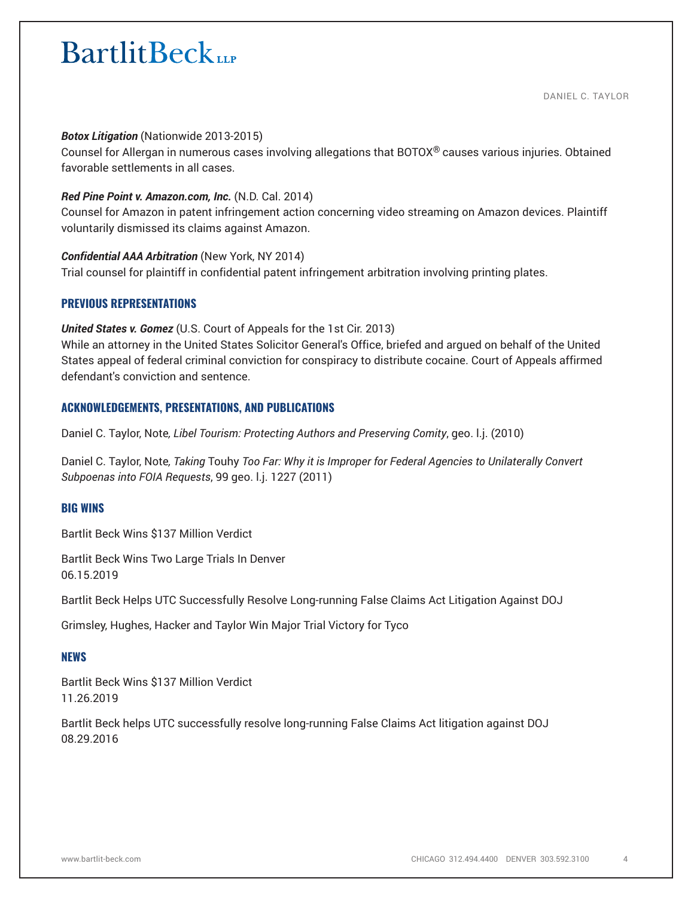***Botox Litigation*** (Nationwide 2013-2015)
Counsel for Allergan in numerous cases involving allegations that BOTOX® causes various injuries. Obtained favorable settlements in all cases.

***Red Pine Point v. Amazon.com, Inc.*** (N.D. Cal. 2014)
Counsel for Amazon in patent infringement action concerning video streaming on Amazon devices. Plaintiff voluntarily dismissed its claims against Amazon.

***Confidential AAA Arbitration*** (New York, NY 2014)
Trial counsel for plaintiff in confidential patent infringement arbitration involving printing plates.

## PREVIOUS REPRESENTATIONS

***United States v. Gomez*** (U.S. Court of Appeals for the 1st Cir. 2013)
While an attorney in the United States Solicitor General's Office, briefed and argued on behalf of the United States appeal of federal criminal conviction for conspiracy to distribute cocaine. Court of Appeals affirmed defendant's conviction and sentence.

## ACKNOWLEDGEMENTS, PRESENTATIONS, AND PUBLICATIONS

Daniel C. Taylor, Note, *Libel Tourism: Protecting Authors and Preserving Comity*, geo. l.j. (2010)

Daniel C. Taylor, Note, *Taking* Touhy *Too Far: Why it is Improper for Federal Agencies to Unilaterally Convert Subpoenas into FOIA Requests*, 99 geo. l.j. 1227 (2011)

## BIG WINS

Bartlit Beck Wins $137 Million Verdict

Bartlit Beck Wins Two Large Trials In Denver
06.15.2019

Bartlit Beck Helps UTC Successfully Resolve Long-running False Claims Act Litigation Against DOJ

Grimsley, Hughes, Hacker and Taylor Win Major Trial Victory for Tyco

## NEWS

Bartlit Beck Wins $137 Million Verdict
11.26.2019

Bartlit Beck helps UTC successfully resolve long-running False Claims Act litigation against DOJ
08.29.2016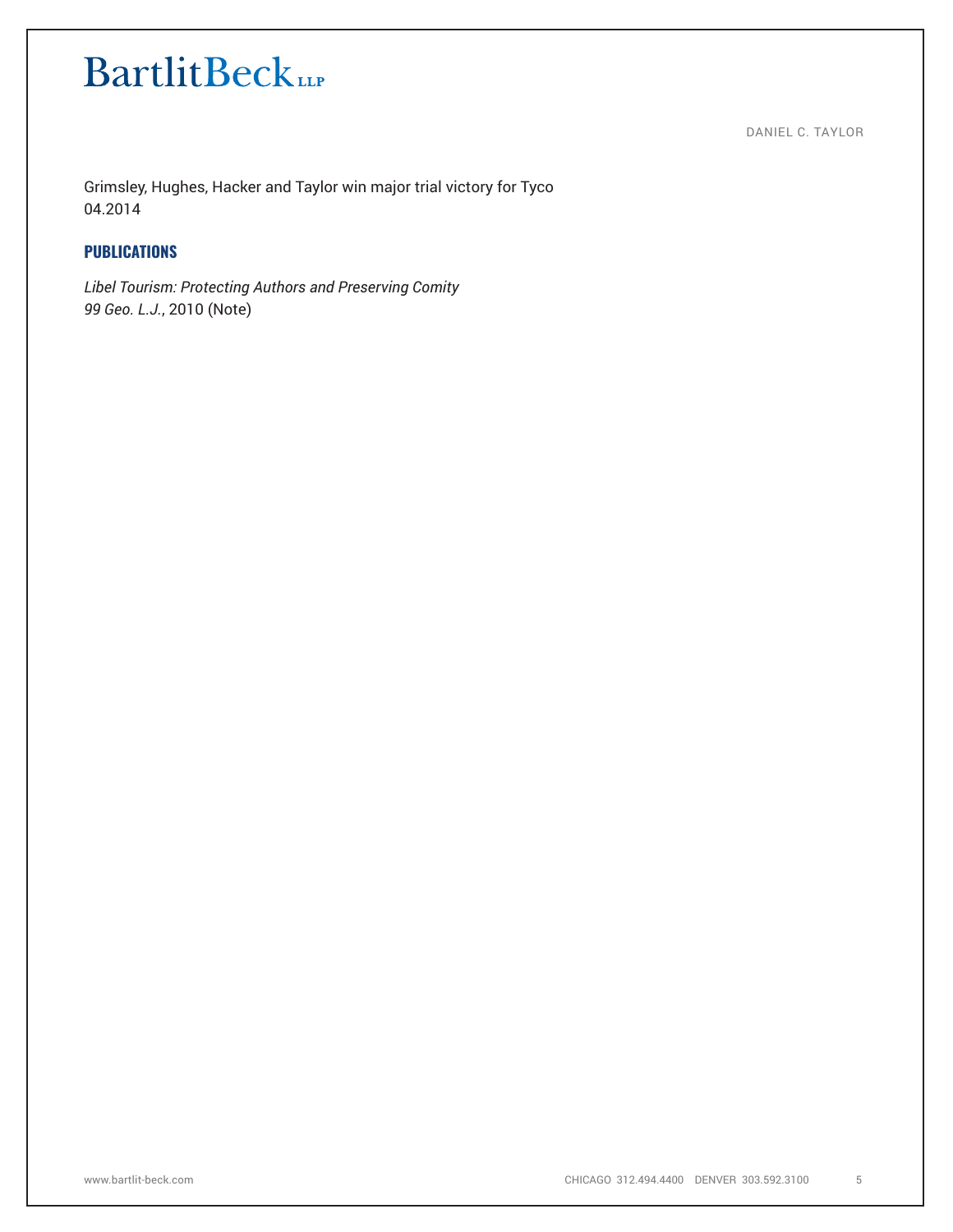Grimsley, Hughes, Hacker and Taylor win major trial victory for Tyco
04.2014

## PUBLICATIONS

*Libel Tourism: Protecting Authors and Preserving Comity*
*99 Geo. L.J.*, 2010 (Note)